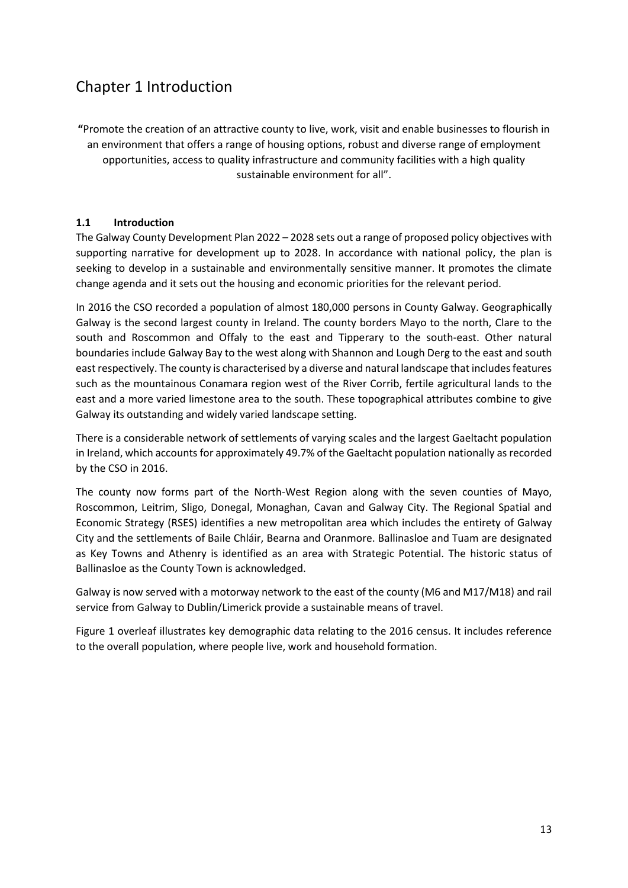# Chapter 1 Introduction

"Promote the creation of an attractive county to live, work, visit and enable businesses to flourish in an environment that offers a range of housing options, robust and diverse range of employment opportunities, access to quality infrastructure and community facilities with a high quality sustainable environment for all".

### 1.1 Introduction

The Galway County Development Plan 2022 – 2028 sets out a range of proposed policy objectives with supporting narrative for development up to 2028. In accordance with national policy, the plan is seeking to develop in a sustainable and environmentally sensitive manner. It promotes the climate change agenda and it sets out the housing and economic priorities for the relevant period.

In 2016 the CSO recorded a population of almost 180,000 persons in County Galway. Geographically Galway is the second largest county in Ireland. The county borders Mayo to the north, Clare to the south and Roscommon and Offaly to the east and Tipperary to the south-east. Other natural boundaries include Galway Bay to the west along with Shannon and Lough Derg to the east and south east respectively. The county is characterised by a diverse and natural landscape that includes features such as the mountainous Conamara region west of the River Corrib, fertile agricultural lands to the east and a more varied limestone area to the south. These topographical attributes combine to give Galway its outstanding and widely varied landscape setting.

There is a considerable network of settlements of varying scales and the largest Gaeltacht population in Ireland, which accounts for approximately 49.7% of the Gaeltacht population nationally as recorded by the CSO in 2016.

The county now forms part of the North-West Region along with the seven counties of Mayo, Roscommon, Leitrim, Sligo, Donegal, Monaghan, Cavan and Galway City. The Regional Spatial and Economic Strategy (RSES) identifies a new metropolitan area which includes the entirety of Galway City and the settlements of Baile Chláir, Bearna and Oranmore. Ballinasloe and Tuam are designated as Key Towns and Athenry is identified as an area with Strategic Potential. The historic status of Ballinasloe as the County Town is acknowledged.

Galway is now served with a motorway network to the east of the county (M6 and M17/M18) and rail service from Galway to Dublin/Limerick provide a sustainable means of travel.

Figure 1 overleaf illustrates key demographic data relating to the 2016 census. It includes reference to the overall population, where people live, work and household formation.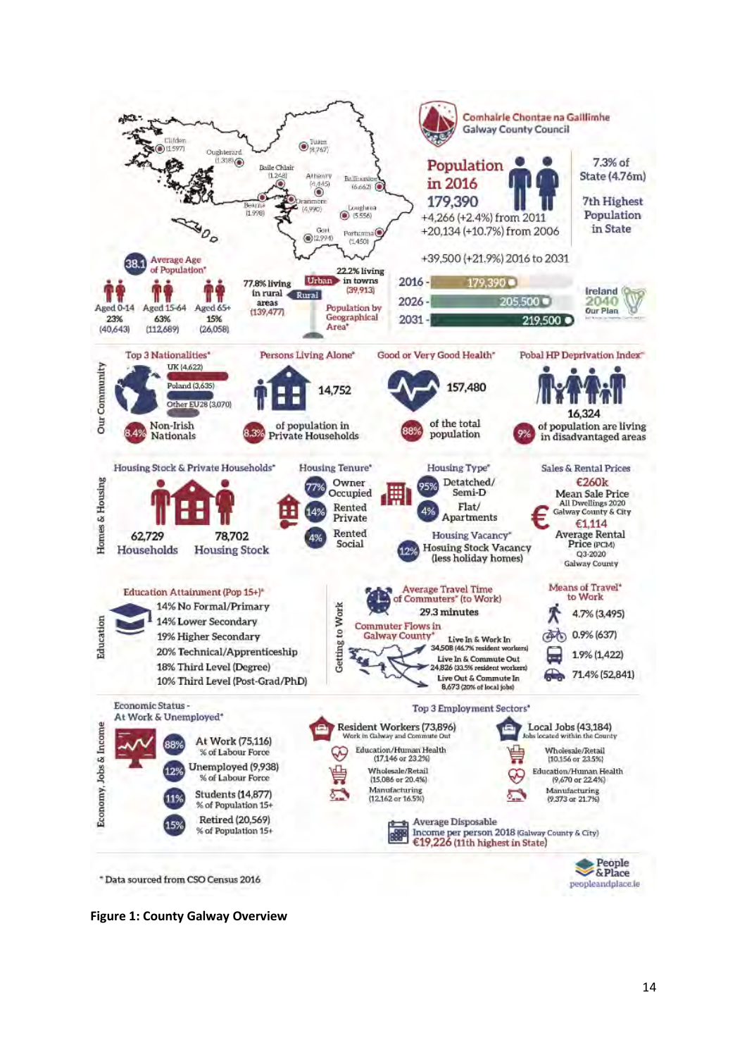Comhairle Chontae na Gaillimhe
Galway County Council

## Population in 2016

**179,390**

+4,266 (+2.4%) from 2011
+20,134 (+10.7%) from 2006

7.3% of State (4.76m)

7th Highest Population in State

+39,500 (+21.9%) 2016 to 2031

| Year | Population |
|---|---|
| 2016 | 179,390 |
| 2026 | 205,500 |
| 2031 | 219,500 |

Ireland 2040 Our Plan

Clifden (1,597), Oughterard (1,318), Baile Chláir (1,268), Tuam (8,767), Athenry (4,445), Ballinasloe (6,662), Oranmore (4,990), Bearna (1,998), Loughrea (5,556), Gort (2,994), Portumna (1,450)

38.1 Average Age of Population*

| Aged 0-14 | Aged 15-64 | Aged 65+ |
|---|---|---|
| 23% | 63% | 15% |
| (40,643) | (112,689) | (26,058) |

77.8% living in rural areas (139,477)

22.2% living in towns (39,913)

Urban / Rural — Population by Geographical Area*

## Our Community

**Top 3 Nationalities***
- UK (4,622)
- Poland (3,635)
- Other EU28 (3,070)

8.4% Non-Irish Nationals

**Persons Living Alone***
14,752
8.3% of population in Private Households

**Good or Very Good Health***
157,480
88% of the total population

**Pobal HP Deprivation Index***
16,324
9% of population are living in disadvantaged areas

## Homes & Housing

**Housing Stock & Private Households***
- 62,729 Households
- 78,702 Housing Stock

**Housing Tenure***
- 77% Owner Occupied
- 14% Rented Private
- 4% Rented Social

**Housing Type***
- 95% Detatched/ Semi-D
- 4% Flat/ Apartments

**Housing Vacancy***
12% Housing Stock Vacancy (less holiday homes)

**Sales & Rental Prices**
- €260k Mean Sale Price — All Dwellings 2020 Galway County & City
- €1,114 Average Rental Price (PCM) Q3-2020 Galway County

## Education

**Education Attainment (Pop 15+)***
- 14% No Formal/Primary
- 14% Lower Secondary
- 19% Higher Secondary
- 20% Technical/Apprenticeship
- 18% Third Level (Degree)
- 10% Third Level (Post-Grad/PhD)

## Getting to Work

**Average Travel Time of Commuters* (to Work)**
29.3 minutes

**Commuter Flows in Galway County***
- Live In & Work In: 34,508 (46.7% resident workers)
- Live In & Commute Out: 24,826 (33.5% resident workers)
- Live Out & Commute In: 8,673 (20% of local jobs)

**Means of Travel* to Work**
- 4.7% (3,495)
- 0.9% (637)
- 1.9% (1,422)
- 71.4% (52,841)

## Economy, Jobs & Income

**Economic Status - At Work & Unemployed***
- 88% At Work (75,116) — % of Labour Force
- 12% Unemployed (9,938) — % of Labour Force
- 11% Students (14,877) — % of Population 15+
- 15% Retired (20,569) — % of Population 15+

**Top 3 Employment Sectors***

| Resident Workers (73,896) — Work in Galway and Commute Out | Local Jobs (43,184) — Jobs located within the County |
|---|---|
| Education/Human Health (17,146 or 23.2%) | Wholesale/Retail (10,156 or 23.5%) |
| Wholesale/Retail (15,086 or 20.4%) | Education/Human Health (9,670 or 22.4%) |
| Manufacturing (12,162 or 16.5%) | Manufacturing (9,373 or 21.7%) |

**Average Disposable Income per person 2018** (Galway County & City)
€19,226 (11th highest in State)

* Data sourced from CSO Census 2016

People & Place
peopleandplace.ie

**Figure 1: County Galway Overview**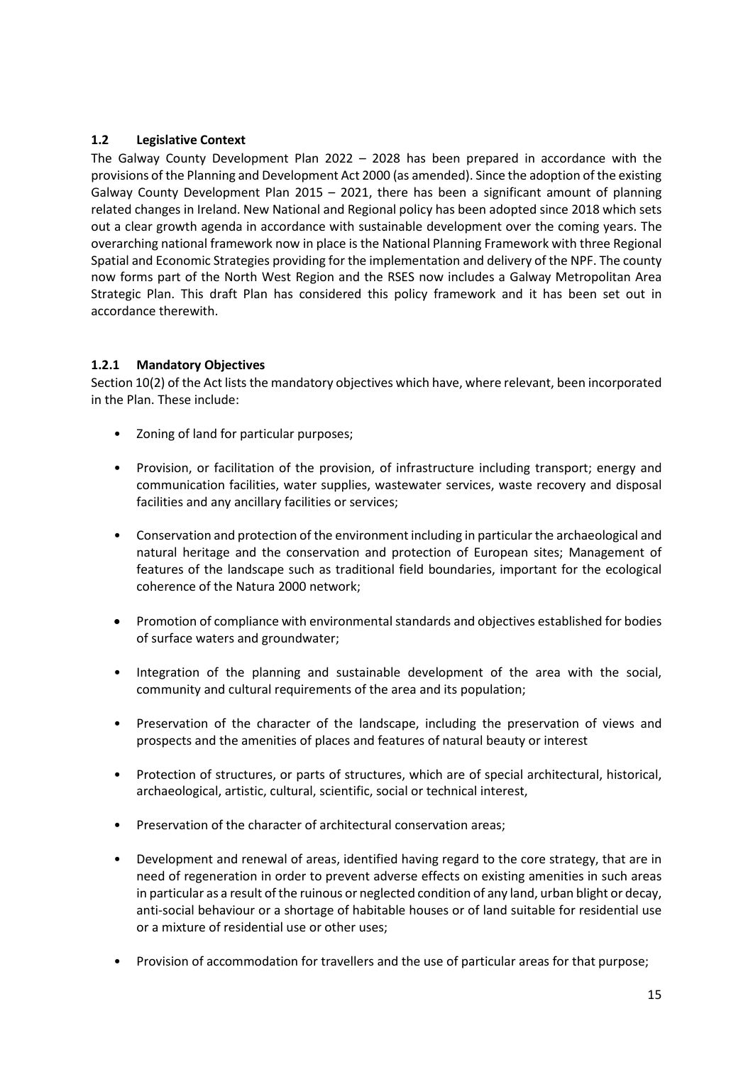### 1.2 Legislative Context

The Galway County Development Plan 2022 – 2028 has been prepared in accordance with the provisions of the Planning and Development Act 2000 (as amended). Since the adoption of the existing Galway County Development Plan 2015 – 2021, there has been a significant amount of planning related changes in Ireland. New National and Regional policy has been adopted since 2018 which sets out a clear growth agenda in accordance with sustainable development over the coming years. The overarching national framework now in place is the National Planning Framework with three Regional Spatial and Economic Strategies providing for the implementation and delivery of the NPF. The county now forms part of the North West Region and the RSES now includes a Galway Metropolitan Area Strategic Plan. This draft Plan has considered this policy framework and it has been set out in accordance therewith.

#### 1.2.1 Mandatory Objectives

Section 10(2) of the Act lists the mandatory objectives which have, where relevant, been incorporated in the Plan. These include:

- Zoning of land for particular purposes;
- Provision, or facilitation of the provision, of infrastructure including transport; energy and communication facilities, water supplies, wastewater services, waste recovery and disposal facilities and any ancillary facilities or services;
- Conservation and protection of the environment including in particular the archaeological and natural heritage and the conservation and protection of European sites; Management of features of the landscape such as traditional field boundaries, important for the ecological coherence of the Natura 2000 network;
- Promotion of compliance with environmental standards and objectives established for bodies of surface waters and groundwater;
- Integration of the planning and sustainable development of the area with the social, community and cultural requirements of the area and its population;
- Preservation of the character of the landscape, including the preservation of views and prospects and the amenities of places and features of natural beauty or interest
- Protection of structures, or parts of structures, which are of special architectural, historical, archaeological, artistic, cultural, scientific, social or technical interest,
- Preservation of the character of architectural conservation areas;
- Development and renewal of areas, identified having regard to the core strategy, that are in need of regeneration in order to prevent adverse effects on existing amenities in such areas in particular as a result of the ruinous or neglected condition of any land, urban blight or decay, anti-social behaviour or a shortage of habitable houses or of land suitable for residential use or a mixture of residential use or other uses;
- Provision of accommodation for travellers and the use of particular areas for that purpose;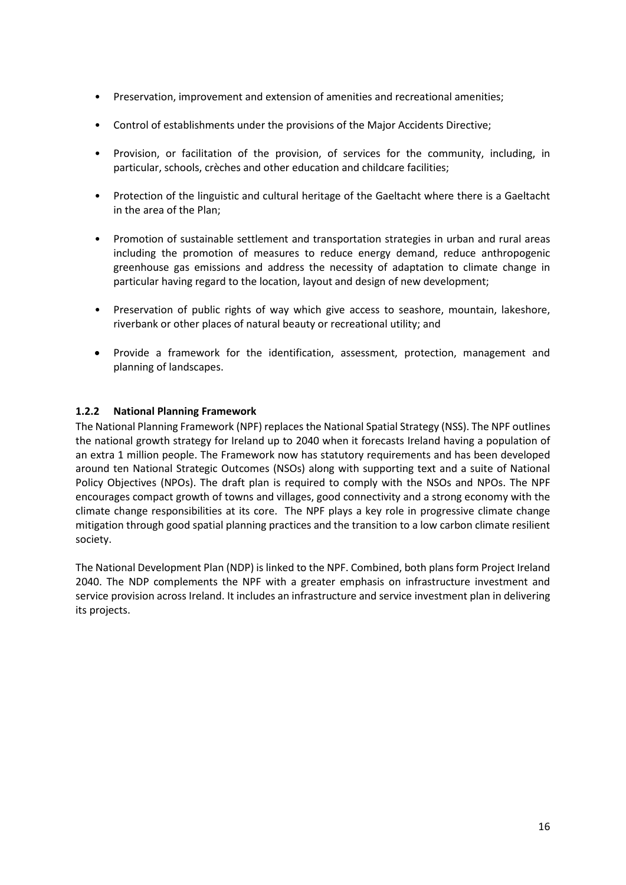- Preservation, improvement and extension of amenities and recreational amenities;
- Control of establishments under the provisions of the Major Accidents Directive;
- Provision, or facilitation of the provision, of services for the community, including, in particular, schools, crèches and other education and childcare facilities;
- Protection of the linguistic and cultural heritage of the Gaeltacht where there is a Gaeltacht in the area of the Plan;
- Promotion of sustainable settlement and transportation strategies in urban and rural areas including the promotion of measures to reduce energy demand, reduce anthropogenic greenhouse gas emissions and address the necessity of adaptation to climate change in particular having regard to the location, layout and design of new development;
- Preservation of public rights of way which give access to seashore, mountain, lakeshore, riverbank or other places of natural beauty or recreational utility; and
- Provide a framework for the identification, assessment, protection, management and planning of landscapes.

### 1.2.2 National Planning Framework

The National Planning Framework (NPF) replaces the National Spatial Strategy (NSS). The NPF outlines the national growth strategy for Ireland up to 2040 when it forecasts Ireland having a population of an extra 1 million people. The Framework now has statutory requirements and has been developed around ten National Strategic Outcomes (NSOs) along with supporting text and a suite of National Policy Objectives (NPOs). The draft plan is required to comply with the NSOs and NPOs. The NPF encourages compact growth of towns and villages, good connectivity and a strong economy with the climate change responsibilities at its core. The NPF plays a key role in progressive climate change mitigation through good spatial planning practices and the transition to a low carbon climate resilient society.

The National Development Plan (NDP) is linked to the NPF. Combined, both plans form Project Ireland 2040. The NDP complements the NPF with a greater emphasis on infrastructure investment and service provision across Ireland. It includes an infrastructure and service investment plan in delivering its projects.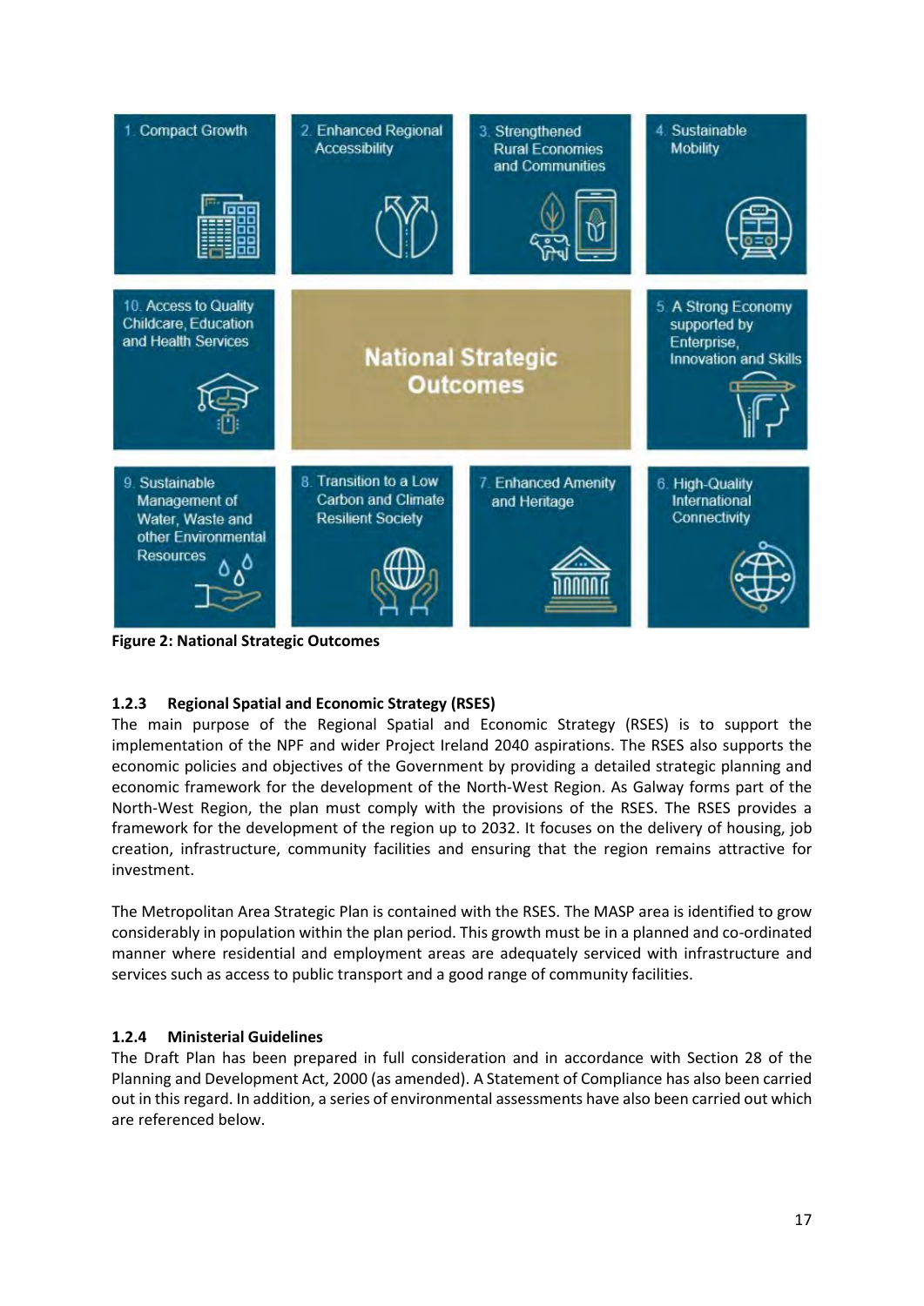| | | | |
|---|---|---|---|
| 1. Compact Growth | 2. Enhanced Regional Accessibility | 3. Strengthened Rural Economies and Communities | 4. Sustainable Mobility |
| 10. Access to Quality Childcare, Education and Health Services | National Strategic Outcomes | | 5. A Strong Economy supported by Enterprise, Innovation and Skills |
| 9. Sustainable Management of Water, Waste and other Environmental Resources | 8. Transition to a Low Carbon and Climate Resilient Society | 7. Enhanced Amenity and Heritage | 6. High-Quality International Connectivity |

**Figure 2: National Strategic Outcomes**

### 1.2.3 Regional Spatial and Economic Strategy (RSES)

The main purpose of the Regional Spatial and Economic Strategy (RSES) is to support the implementation of the NPF and wider Project Ireland 2040 aspirations. The RSES also supports the economic policies and objectives of the Government by providing a detailed strategic planning and economic framework for the development of the North-West Region. As Galway forms part of the North-West Region, the plan must comply with the provisions of the RSES. The RSES provides a framework for the development of the region up to 2032. It focuses on the delivery of housing, job creation, infrastructure, community facilities and ensuring that the region remains attractive for investment.

The Metropolitan Area Strategic Plan is contained with the RSES. The MASP area is identified to grow considerably in population within the plan period. This growth must be in a planned and co-ordinated manner where residential and employment areas are adequately serviced with infrastructure and services such as access to public transport and a good range of community facilities.

### 1.2.4 Ministerial Guidelines

The Draft Plan has been prepared in full consideration and in accordance with Section 28 of the Planning and Development Act, 2000 (as amended). A Statement of Compliance has also been carried out in this regard. In addition, a series of environmental assessments have also been carried out which are referenced below.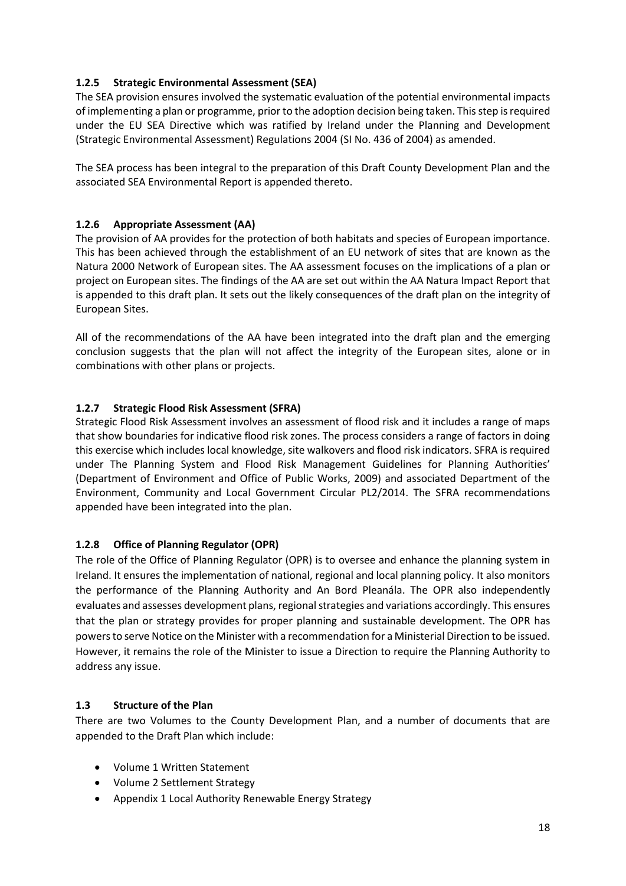### 1.2.5 Strategic Environmental Assessment (SEA)

The SEA provision ensures involved the systematic evaluation of the potential environmental impacts of implementing a plan or programme, prior to the adoption decision being taken. This step is required under the EU SEA Directive which was ratified by Ireland under the Planning and Development (Strategic Environmental Assessment) Regulations 2004 (SI No. 436 of 2004) as amended.

The SEA process has been integral to the preparation of this Draft County Development Plan and the associated SEA Environmental Report is appended thereto.

### 1.2.6 Appropriate Assessment (AA)

The provision of AA provides for the protection of both habitats and species of European importance. This has been achieved through the establishment of an EU network of sites that are known as the Natura 2000 Network of European sites. The AA assessment focuses on the implications of a plan or project on European sites. The findings of the AA are set out within the AA Natura Impact Report that is appended to this draft plan. It sets out the likely consequences of the draft plan on the integrity of European Sites.

All of the recommendations of the AA have been integrated into the draft plan and the emerging conclusion suggests that the plan will not affect the integrity of the European sites, alone or in combinations with other plans or projects.

### 1.2.7 Strategic Flood Risk Assessment (SFRA)

Strategic Flood Risk Assessment involves an assessment of flood risk and it includes a range of maps that show boundaries for indicative flood risk zones. The process considers a range of factors in doing this exercise which includes local knowledge, site walkovers and flood risk indicators. SFRA is required under The Planning System and Flood Risk Management Guidelines for Planning Authorities' (Department of Environment and Office of Public Works, 2009) and associated Department of the Environment, Community and Local Government Circular PL2/2014. The SFRA recommendations appended have been integrated into the plan.

### 1.2.8 Office of Planning Regulator (OPR)

The role of the Office of Planning Regulator (OPR) is to oversee and enhance the planning system in Ireland. It ensures the implementation of national, regional and local planning policy. It also monitors the performance of the Planning Authority and An Bord Pleanála. The OPR also independently evaluates and assesses development plans, regional strategies and variations accordingly. This ensures that the plan or strategy provides for proper planning and sustainable development. The OPR has powers to serve Notice on the Minister with a recommendation for a Ministerial Direction to be issued. However, it remains the role of the Minister to issue a Direction to require the Planning Authority to address any issue.

### 1.3 Structure of the Plan

There are two Volumes to the County Development Plan, and a number of documents that are appended to the Draft Plan which include:

- Volume 1 Written Statement
- Volume 2 Settlement Strategy
- Appendix 1 Local Authority Renewable Energy Strategy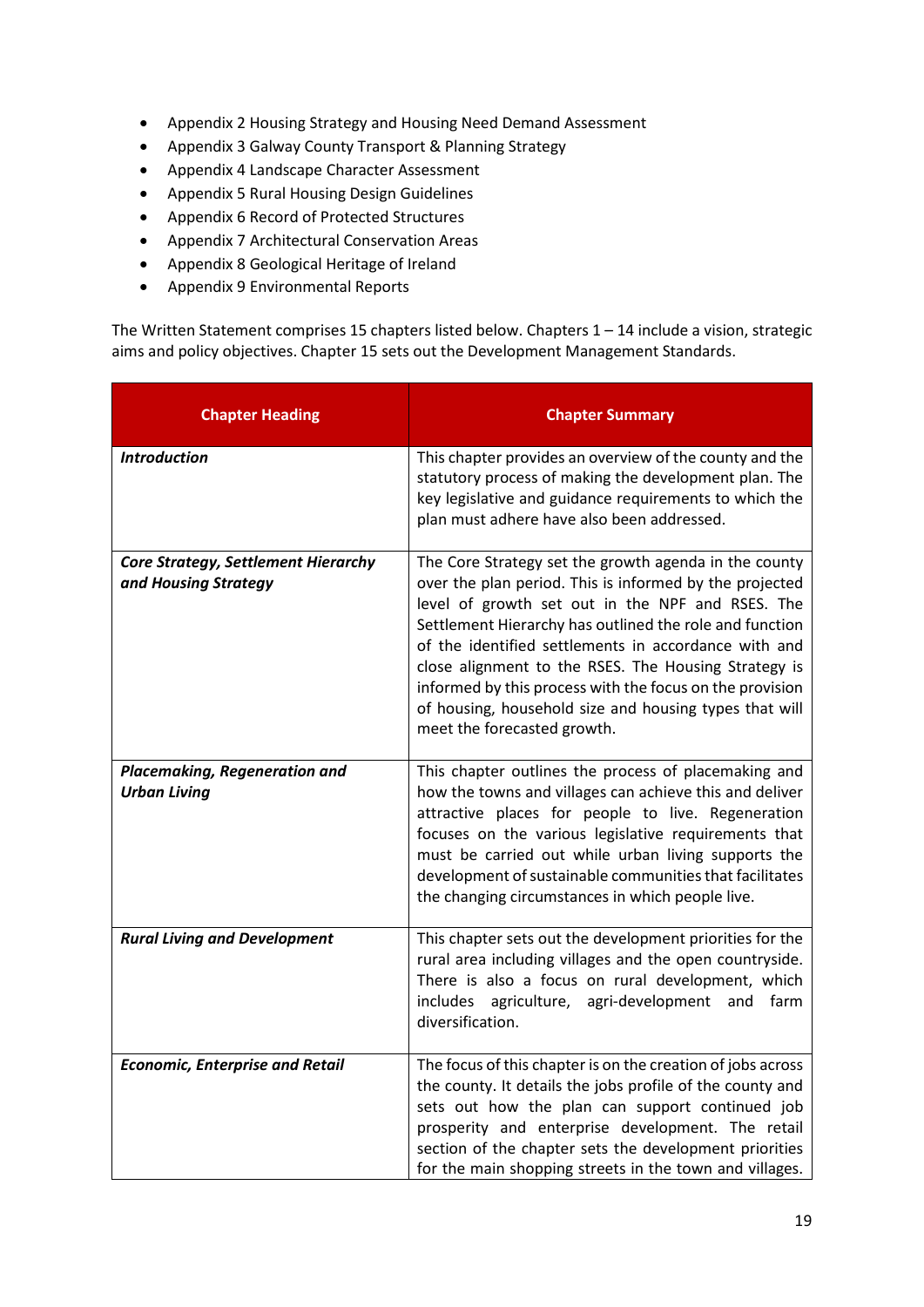- Appendix 2 Housing Strategy and Housing Need Demand Assessment
- Appendix 3 Galway County Transport & Planning Strategy
- Appendix 4 Landscape Character Assessment
- Appendix 5 Rural Housing Design Guidelines
- Appendix 6 Record of Protected Structures
- Appendix 7 Architectural Conservation Areas
- Appendix 8 Geological Heritage of Ireland
- Appendix 9 Environmental Reports

The Written Statement comprises 15 chapters listed below. Chapters 1 – 14 include a vision, strategic aims and policy objectives. Chapter 15 sets out the Development Management Standards.

| Chapter Heading | Chapter Summary |
| --- | --- |
| ***Introduction*** | This chapter provides an overview of the county and the statutory process of making the development plan. The key legislative and guidance requirements to which the plan must adhere have also been addressed. |
| ***Core Strategy, Settlement Hierarchy and Housing Strategy*** | The Core Strategy set the growth agenda in the county over the plan period. This is informed by the projected level of growth set out in the NPF and RSES. The Settlement Hierarchy has outlined the role and function of the identified settlements in accordance with and close alignment to the RSES. The Housing Strategy is informed by this process with the focus on the provision of housing, household size and housing types that will meet the forecasted growth. |
| ***Placemaking, Regeneration and Urban Living*** | This chapter outlines the process of placemaking and how the towns and villages can achieve this and deliver attractive places for people to live. Regeneration focuses on the various legislative requirements that must be carried out while urban living supports the development of sustainable communities that facilitates the changing circumstances in which people live. |
| ***Rural Living and Development*** | This chapter sets out the development priorities for the rural area including villages and the open countryside. There is also a focus on rural development, which includes agriculture, agri-development and farm diversification. |
| ***Economic, Enterprise and Retail*** | The focus of this chapter is on the creation of jobs across the county. It details the jobs profile of the county and sets out how the plan can support continued job prosperity and enterprise development. The retail section of the chapter sets the development priorities for the main shopping streets in the town and villages. |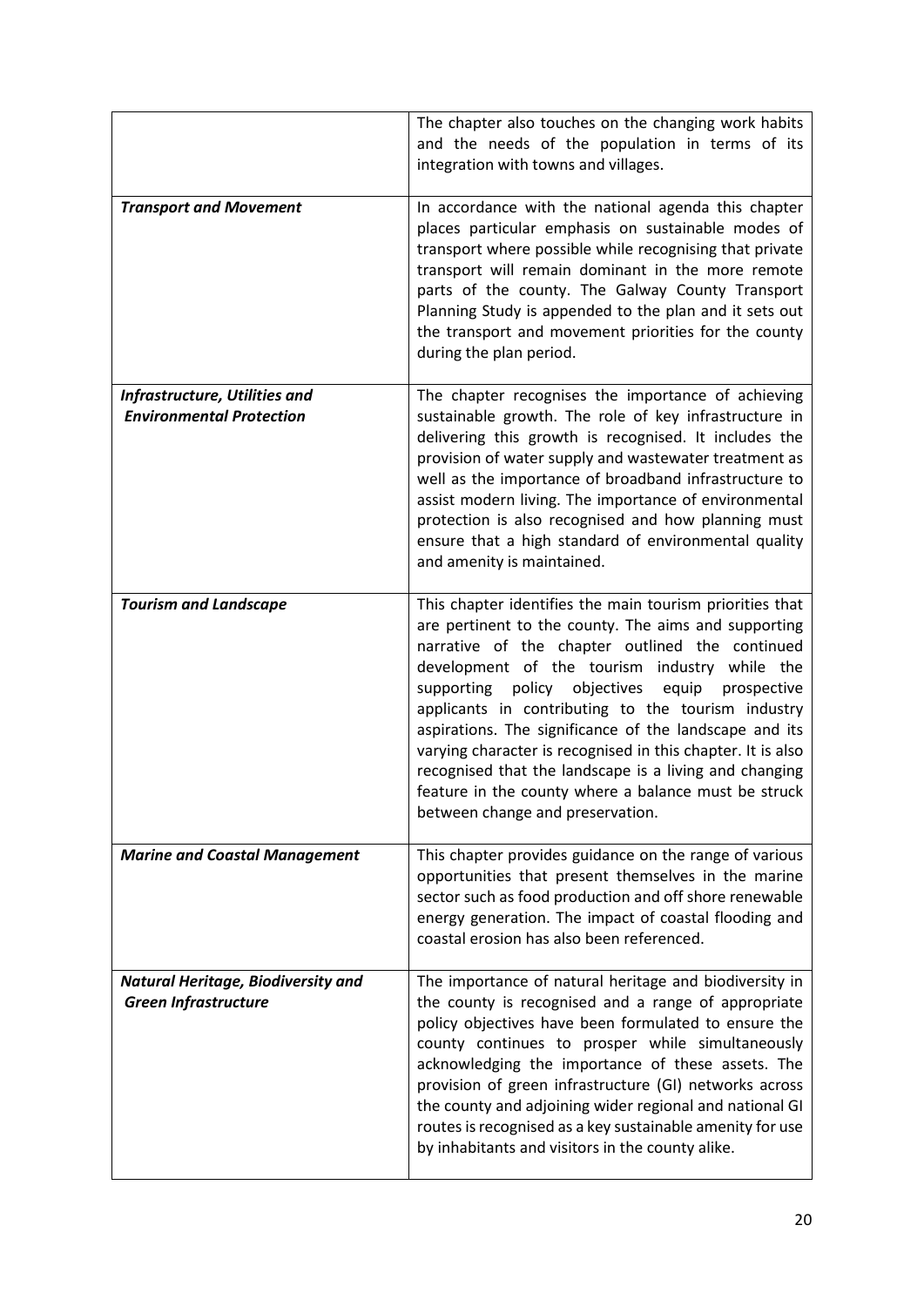| | |
|---|---|
| | The chapter also touches on the changing work habits and the needs of the population in terms of its integration with towns and villages. |
| ***Transport and Movement*** | In accordance with the national agenda this chapter places particular emphasis on sustainable modes of transport where possible while recognising that private transport will remain dominant in the more remote parts of the county. The Galway County Transport Planning Study is appended to the plan and it sets out the transport and movement priorities for the county during the plan period. |
| ***Infrastructure, Utilities and Environmental Protection*** | The chapter recognises the importance of achieving sustainable growth. The role of key infrastructure in delivering this growth is recognised. It includes the provision of water supply and wastewater treatment as well as the importance of broadband infrastructure to assist modern living. The importance of environmental protection is also recognised and how planning must ensure that a high standard of environmental quality and amenity is maintained. |
| ***Tourism and Landscape*** | This chapter identifies the main tourism priorities that are pertinent to the county. The aims and supporting narrative of the chapter outlined the continued development of the tourism industry while the supporting policy objectives equip prospective applicants in contributing to the tourism industry aspirations. The significance of the landscape and its varying character is recognised in this chapter. It is also recognised that the landscape is a living and changing feature in the county where a balance must be struck between change and preservation. |
| ***Marine and Coastal Management*** | This chapter provides guidance on the range of various opportunities that present themselves in the marine sector such as food production and off shore renewable energy generation. The impact of coastal flooding and coastal erosion has also been referenced. |
| ***Natural Heritage, Biodiversity and Green Infrastructure*** | The importance of natural heritage and biodiversity in the county is recognised and a range of appropriate policy objectives have been formulated to ensure the county continues to prosper while simultaneously acknowledging the importance of these assets. The provision of green infrastructure (GI) networks across the county and adjoining wider regional and national GI routes is recognised as a key sustainable amenity for use by inhabitants and visitors in the county alike. |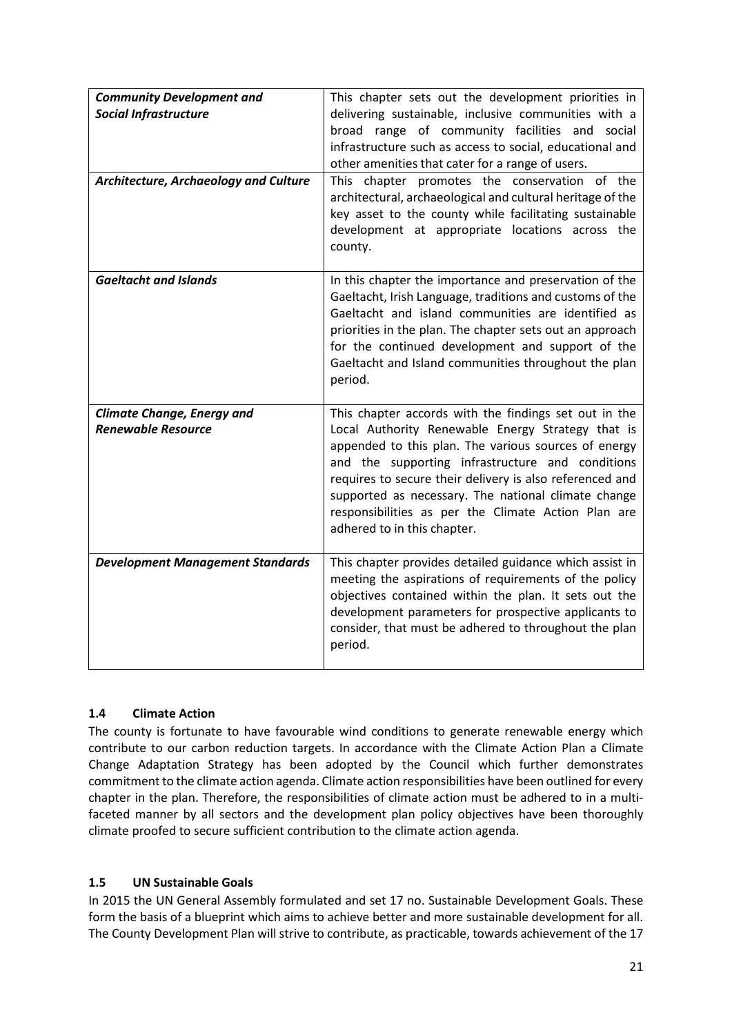| | |
|---|---|
| ***Community Development and Social Infrastructure*** | This chapter sets out the development priorities in delivering sustainable, inclusive communities with a broad range of community facilities and social infrastructure such as access to social, educational and other amenities that cater for a range of users. |
| ***Architecture, Archaeology and Culture*** | This chapter promotes the conservation of the architectural, archaeological and cultural heritage of the key asset to the county while facilitating sustainable development at appropriate locations across the county. |
| ***Gaeltacht and Islands*** | In this chapter the importance and preservation of the Gaeltacht, Irish Language, traditions and customs of the Gaeltacht and island communities are identified as priorities in the plan. The chapter sets out an approach for the continued development and support of the Gaeltacht and Island communities throughout the plan period. |
| ***Climate Change, Energy and Renewable Resource*** | This chapter accords with the findings set out in the Local Authority Renewable Energy Strategy that is appended to this plan. The various sources of energy and the supporting infrastructure and conditions requires to secure their delivery is also referenced and supported as necessary. The national climate change responsibilities as per the Climate Action Plan are adhered to in this chapter. |
| ***Development Management Standards*** | This chapter provides detailed guidance which assist in meeting the aspirations of requirements of the policy objectives contained within the plan. It sets out the development parameters for prospective applicants to consider, that must be adhered to throughout the plan period. |

### 1.4 Climate Action

The county is fortunate to have favourable wind conditions to generate renewable energy which contribute to our carbon reduction targets. In accordance with the Climate Action Plan a Climate Change Adaptation Strategy has been adopted by the Council which further demonstrates commitment to the climate action agenda. Climate action responsibilities have been outlined for every chapter in the plan. Therefore, the responsibilities of climate action must be adhered to in a multi-faceted manner by all sectors and the development plan policy objectives have been thoroughly climate proofed to secure sufficient contribution to the climate action agenda.

### 1.5 UN Sustainable Goals

In 2015 the UN General Assembly formulated and set 17 no. Sustainable Development Goals. These form the basis of a blueprint which aims to achieve better and more sustainable development for all. The County Development Plan will strive to contribute, as practicable, towards achievement of the 17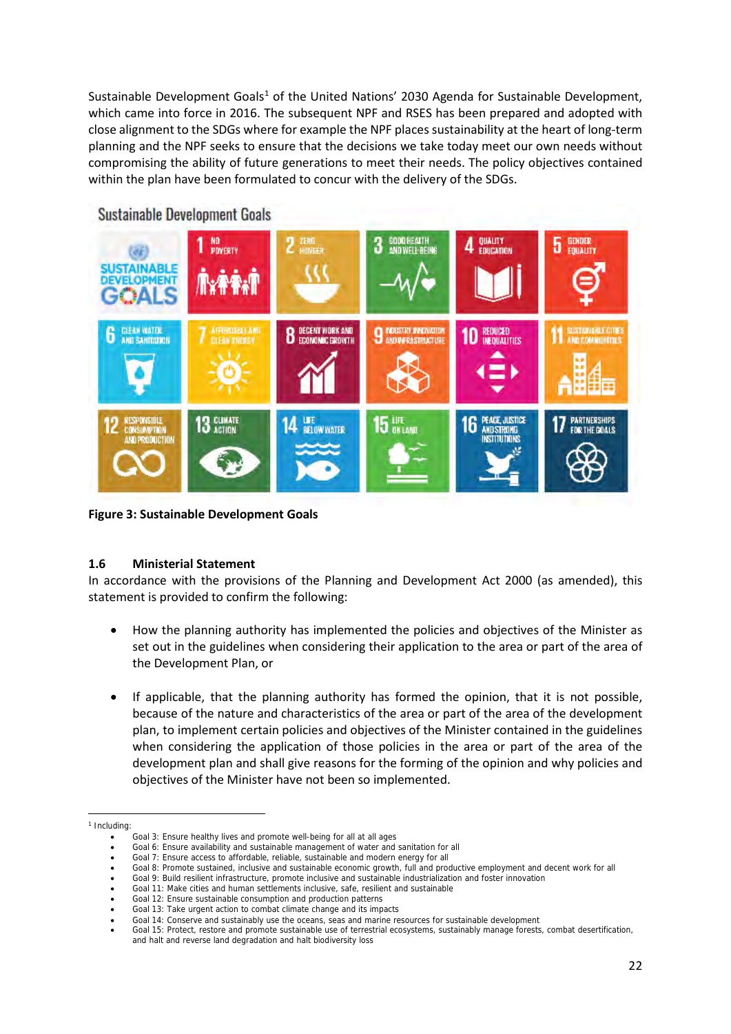Sustainable Development Goals[1] of the United Nations' 2030 Agenda for Sustainable Development, which came into force in 2016. The subsequent NPF and RSES has been prepared and adopted with close alignment to the SDGs where for example the NPF places sustainability at the heart of long-term planning and the NPF seeks to ensure that the decisions we take today meet our own needs without compromising the ability of future generations to meet their needs. The policy objectives contained within the plan have been formulated to concur with the delivery of the SDGs.

**Figure 3: Sustainable Development Goals**

### 1.6 Ministerial Statement

In accordance with the provisions of the Planning and Development Act 2000 (as amended), this statement is provided to confirm the following:

- How the planning authority has implemented the policies and objectives of the Minister as set out in the guidelines when considering their application to the area or part of the area of the Development Plan, or

- If applicable, that the planning authority has formed the opinion, that it is not possible, because of the nature and characteristics of the area or part of the area of the development plan, to implement certain policies and objectives of the Minister contained in the guidelines when considering the application of those policies in the area or part of the area of the development plan and shall give reasons for the forming of the opinion and why policies and objectives of the Minister have not been so implemented.

---

[1] Including:

- Goal 3: Ensure healthy lives and promote well-being for all at all ages
- Goal 6: Ensure availability and sustainable management of water and sanitation for all
- Goal 7: Ensure access to affordable, reliable, sustainable and modern energy for all
- Goal 8: Promote sustained, inclusive and sustainable economic growth, full and productive employment and decent work for all
- Goal 9: Build resilient infrastructure, promote inclusive and sustainable industrialization and foster innovation
- Goal 11: Make cities and human settlements inclusive, safe, resilient and sustainable
- Goal 12: Ensure sustainable consumption and production patterns
- Goal 13: Take urgent action to combat climate change and its impacts
- Goal 14: Conserve and sustainably use the oceans, seas and marine resources for sustainable development
- Goal 15: Protect, restore and promote sustainable use of terrestrial ecosystems, sustainably manage forests, combat desertification, and halt and reverse land degradation and halt biodiversity loss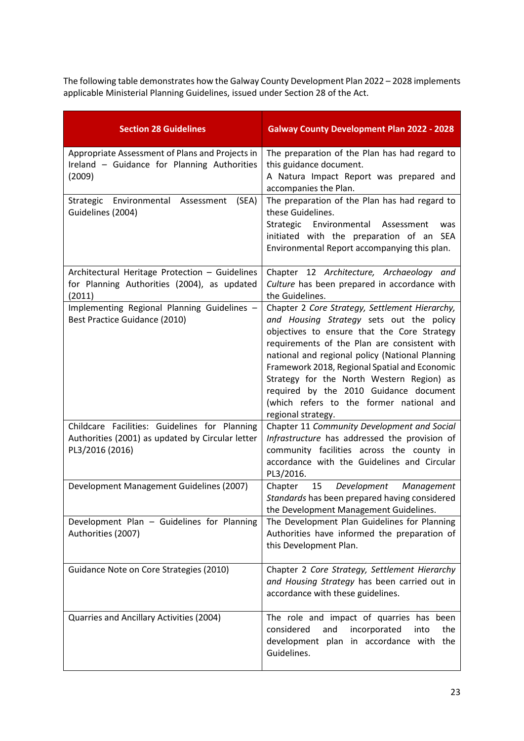The following table demonstrates how the Galway County Development Plan 2022 – 2028 implements applicable Ministerial Planning Guidelines, issued under Section 28 of the Act.

| Section 28 Guidelines | Galway County Development Plan 2022 - 2028 |
| --- | --- |
| Appropriate Assessment of Plans and Projects in Ireland – Guidance for Planning Authorities (2009) | The preparation of the Plan has had regard to this guidance document. A Natura Impact Report was prepared and accompanies the Plan. |
| Strategic Environmental Assessment (SEA) Guidelines (2004) | The preparation of the Plan has had regard to these Guidelines. Strategic Environmental Assessment was initiated with the preparation of an SEA Environmental Report accompanying this plan. |
| Architectural Heritage Protection – Guidelines for Planning Authorities (2004), as updated (2011) | Chapter 12 *Architecture, Archaeology and Culture* has been prepared in accordance with the Guidelines. |
| Implementing Regional Planning Guidelines – Best Practice Guidance (2010) | Chapter 2 *Core Strategy, Settlement Hierarchy, and Housing Strategy* sets out the policy objectives to ensure that the Core Strategy requirements of the Plan are consistent with national and regional policy (National Planning Framework 2018, Regional Spatial and Economic Strategy for the North Western Region) as required by the 2010 Guidance document (which refers to the former national and regional strategy. |
| Childcare Facilities: Guidelines for Planning Authorities (2001) as updated by Circular letter PL3/2016 (2016) | Chapter 11 *Community Development and Social Infrastructure* has addressed the provision of community facilities across the county in accordance with the Guidelines and Circular PL3/2016. |
| Development Management Guidelines (2007) | Chapter 15 *Development Management Standards* has been prepared having considered the Development Management Guidelines. |
| Development Plan – Guidelines for Planning Authorities (2007) | The Development Plan Guidelines for Planning Authorities have informed the preparation of this Development Plan. |
| Guidance Note on Core Strategies (2010) | Chapter 2 *Core Strategy, Settlement Hierarchy and Housing Strategy* has been carried out in accordance with these guidelines. |
| Quarries and Ancillary Activities (2004) | The role and impact of quarries has been considered and incorporated into the development plan in accordance with the Guidelines. |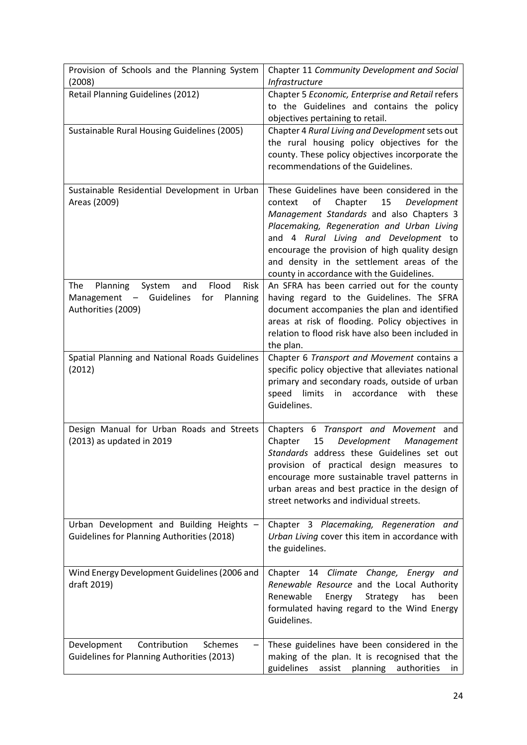| Provision of Schools and the Planning System (2008) | Chapter 11 *Community Development and Social Infrastructure* |
|---|---|
| Retail Planning Guidelines (2012) | Chapter 5 *Economic, Enterprise and Retail* refers to the Guidelines and contains the policy objectives pertaining to retail. |
| Sustainable Rural Housing Guidelines (2005) | Chapter 4 *Rural Living and Development* sets out the rural housing policy objectives for the county. These policy objectives incorporate the recommendations of the Guidelines. |
| Sustainable Residential Development in Urban Areas (2009) | These Guidelines have been considered in the context of Chapter 15 *Development Management Standards* and also Chapters 3 *Placemaking, Regeneration and Urban Living* and 4 *Rural Living and Development* to encourage the provision of high quality design and density in the settlement areas of the county in accordance with the Guidelines. |
| The Planning System and Flood Risk Management – Guidelines for Planning Authorities (2009) | An SFRA has been carried out for the county having regard to the Guidelines. The SFRA document accompanies the plan and identified areas at risk of flooding. Policy objectives in relation to flood risk have also been included in the plan. |
| Spatial Planning and National Roads Guidelines (2012) | Chapter 6 *Transport and Movement* contains a specific policy objective that alleviates national primary and secondary roads, outside of urban speed limits in accordance with these Guidelines. |
| Design Manual for Urban Roads and Streets (2013) as updated in 2019 | Chapters 6 *Transport and Movement* and Chapter 15 *Development Management Standards* address these Guidelines set out provision of practical design measures to encourage more sustainable travel patterns in urban areas and best practice in the design of street networks and individual streets. |
| Urban Development and Building Heights – Guidelines for Planning Authorities (2018) | Chapter 3 *Placemaking, Regeneration and Urban Living* cover this item in accordance with the guidelines. |
| Wind Energy Development Guidelines (2006 and draft 2019) | Chapter 14 *Climate Change, Energy and Renewable Resource* and the Local Authority Renewable Energy Strategy has been formulated having regard to the Wind Energy Guidelines. |
| Development Contribution Schemes – Guidelines for Planning Authorities (2013) | These guidelines have been considered in the making of the plan. It is recognised that the guidelines assist planning authorities in |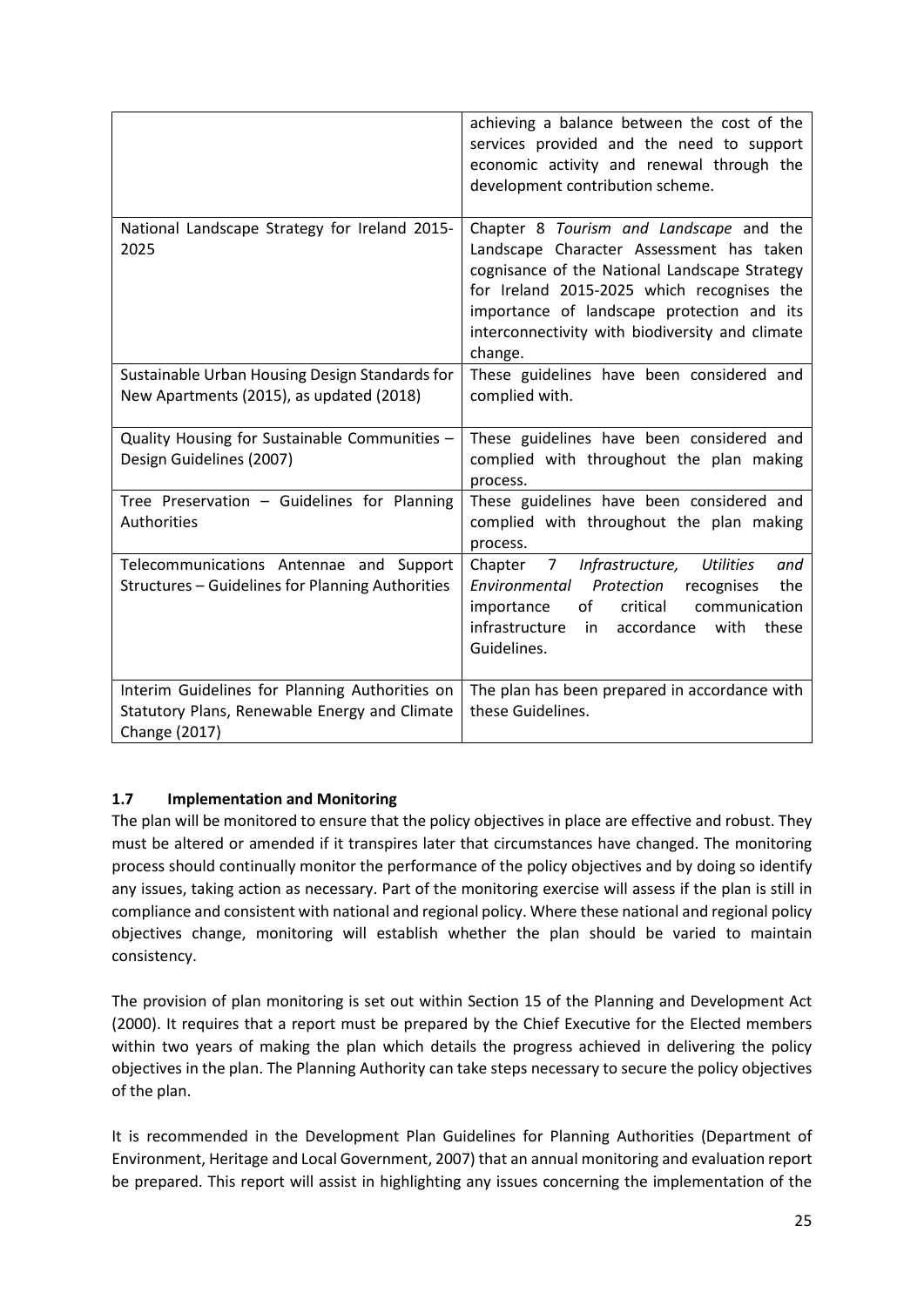| | |
|---|---|
| | achieving a balance between the cost of the services provided and the need to support economic activity and renewal through the development contribution scheme. |
| National Landscape Strategy for Ireland 2015-2025 | Chapter 8 *Tourism and Landscape* and the Landscape Character Assessment has taken cognisance of the National Landscape Strategy for Ireland 2015-2025 which recognises the importance of landscape protection and its interconnectivity with biodiversity and climate change. |
| Sustainable Urban Housing Design Standards for New Apartments (2015), as updated (2018) | These guidelines have been considered and complied with. |
| Quality Housing for Sustainable Communities – Design Guidelines (2007) | These guidelines have been considered and complied with throughout the plan making process. |
| Tree Preservation – Guidelines for Planning Authorities | These guidelines have been considered and complied with throughout the plan making process. |
| Telecommunications Antennae and Support Structures – Guidelines for Planning Authorities | Chapter 7 *Infrastructure, Utilities and Environmental Protection* recognises the importance of critical communication infrastructure in accordance with these Guidelines. |
| Interim Guidelines for Planning Authorities on Statutory Plans, Renewable Energy and Climate Change (2017) | The plan has been prepared in accordance with these Guidelines. |

### 1.7 Implementation and Monitoring

The plan will be monitored to ensure that the policy objectives in place are effective and robust. They must be altered or amended if it transpires later that circumstances have changed. The monitoring process should continually monitor the performance of the policy objectives and by doing so identify any issues, taking action as necessary. Part of the monitoring exercise will assess if the plan is still in compliance and consistent with national and regional policy. Where these national and regional policy objectives change, monitoring will establish whether the plan should be varied to maintain consistency.

The provision of plan monitoring is set out within Section 15 of the Planning and Development Act (2000). It requires that a report must be prepared by the Chief Executive for the Elected members within two years of making the plan which details the progress achieved in delivering the policy objectives in the plan. The Planning Authority can take steps necessary to secure the policy objectives of the plan.

It is recommended in the Development Plan Guidelines for Planning Authorities (Department of Environment, Heritage and Local Government, 2007) that an annual monitoring and evaluation report be prepared. This report will assist in highlighting any issues concerning the implementation of the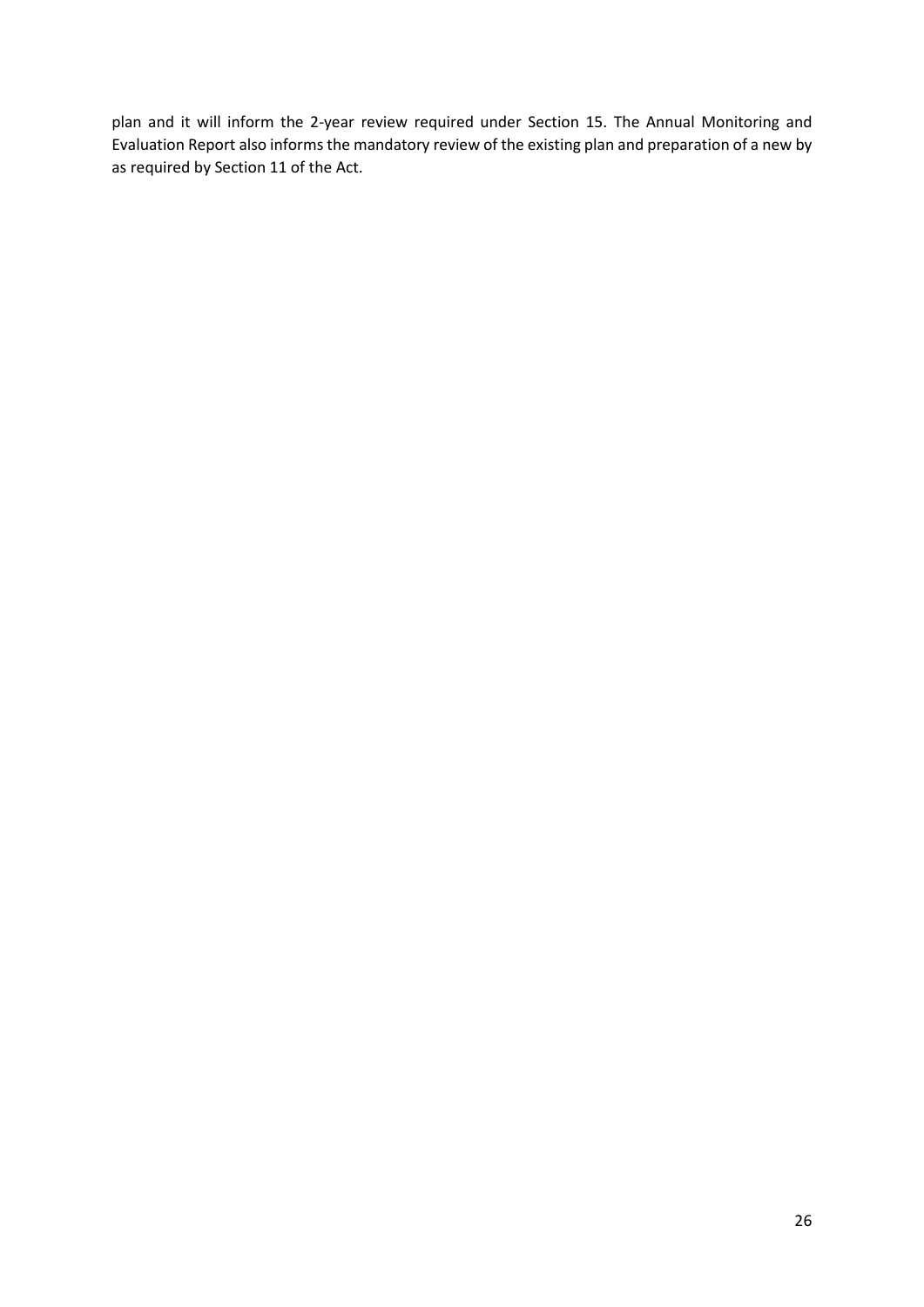plan and it will inform the 2-year review required under Section 15. The Annual Monitoring and Evaluation Report also informs the mandatory review of the existing plan and preparation of a new by as required by Section 11 of the Act.